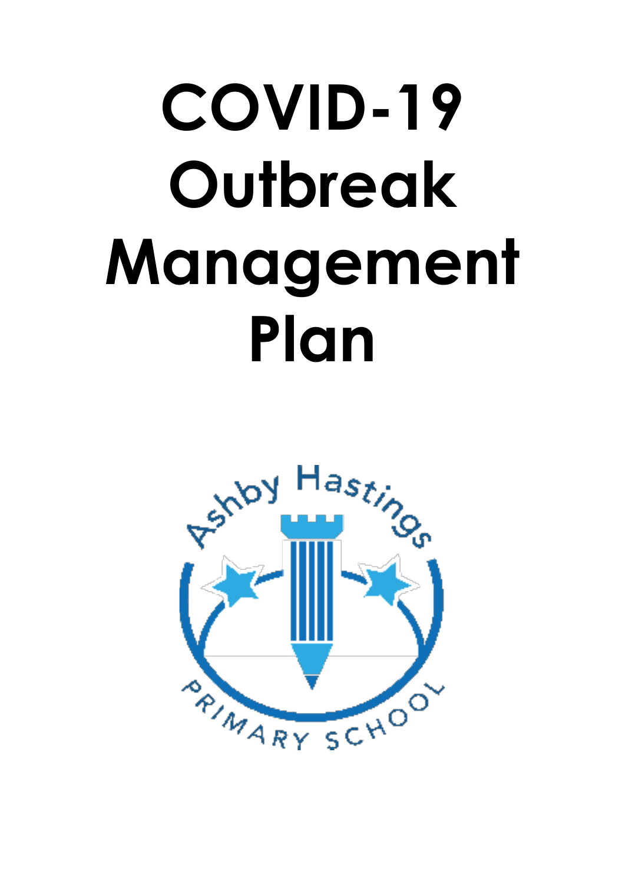# COVID-19 Outbreak Management Plan

Ashby Hastings Primary School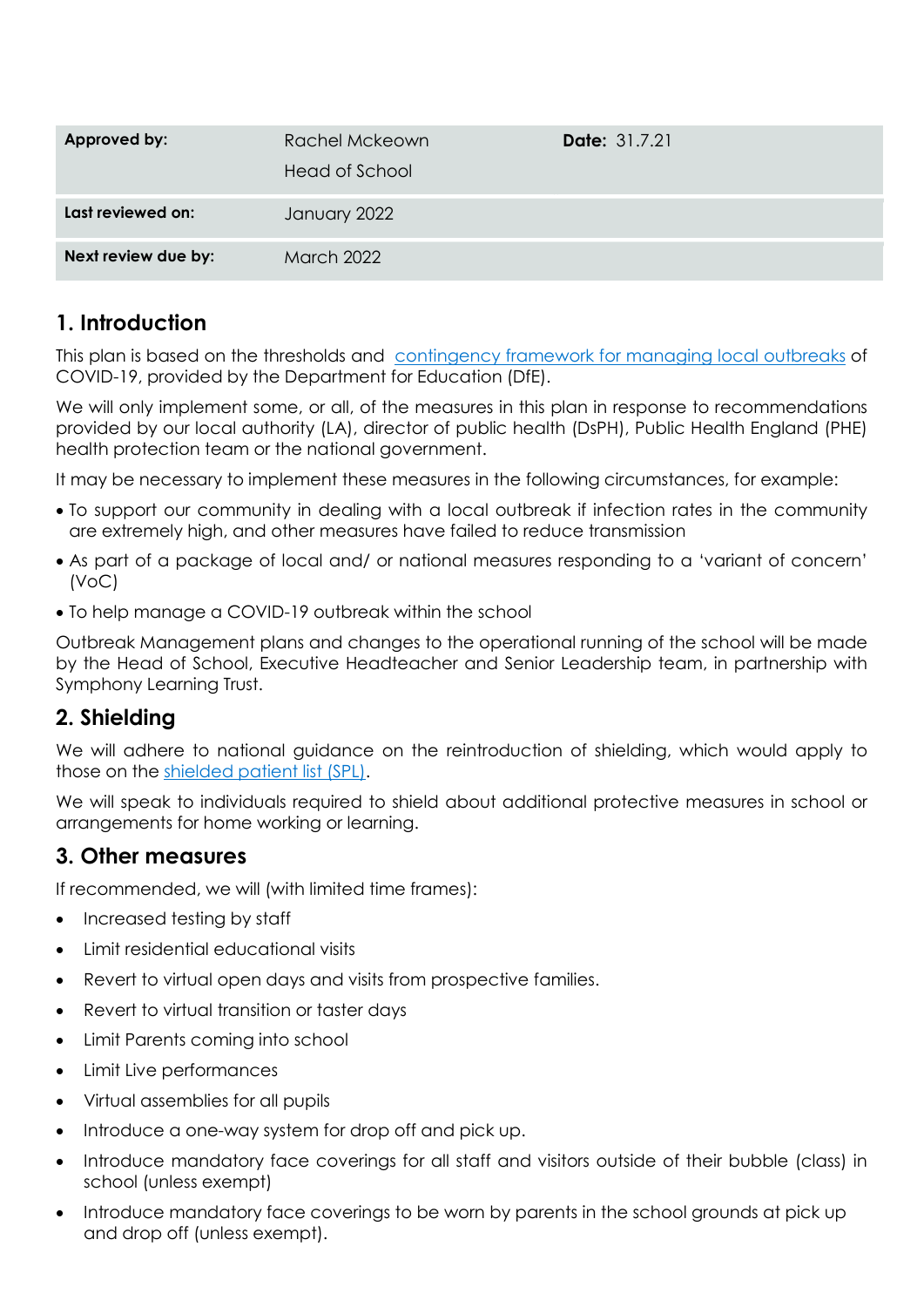| Approved by: | Rachel Mckeown<br>Head of School | Date: 31.7.21 |
|---|---|---|
| Last reviewed on: | January 2022 | |
| Next review due by: | March 2022 | |

## 1. Introduction

This plan is based on the thresholds and [contingency framework for managing local outbreaks]() of COVID-19, provided by the Department for Education (DfE).

We will only implement some, or all, of the measures in this plan in response to recommendations provided by our local authority (LA), director of public health (DsPH), Public Health England (PHE) health protection team or the national government.

It may be necessary to implement these measures in the following circumstances, for example:

- To support our community in dealing with a local outbreak if infection rates in the community are extremely high, and other measures have failed to reduce transmission
- As part of a package of local and/ or national measures responding to a 'variant of concern' (VoC)
- To help manage a COVID-19 outbreak within the school

Outbreak Management plans and changes to the operational running of the school will be made by the Head of School, Executive Headteacher and Senior Leadership team, in partnership with Symphony Learning Trust.

## 2. Shielding

We will adhere to national guidance on the reintroduction of shielding, which would apply to those on the [shielded patient list (SPL)]().

We will speak to individuals required to shield about additional protective measures in school or arrangements for home working or learning.

## 3. Other measures

If recommended, we will (with limited time frames):

- Increased testing by staff
- Limit residential educational visits
- Revert to virtual open days and visits from prospective families.
- Revert to virtual transition or taster days
- Limit Parents coming into school
- Limit Live performances
- Virtual assemblies for all pupils
- Introduce a one-way system for drop off and pick up.
- Introduce mandatory face coverings for all staff and visitors outside of their bubble (class) in school (unless exempt)
- Introduce mandatory face coverings to be worn by parents in the school grounds at pick up and drop off (unless exempt).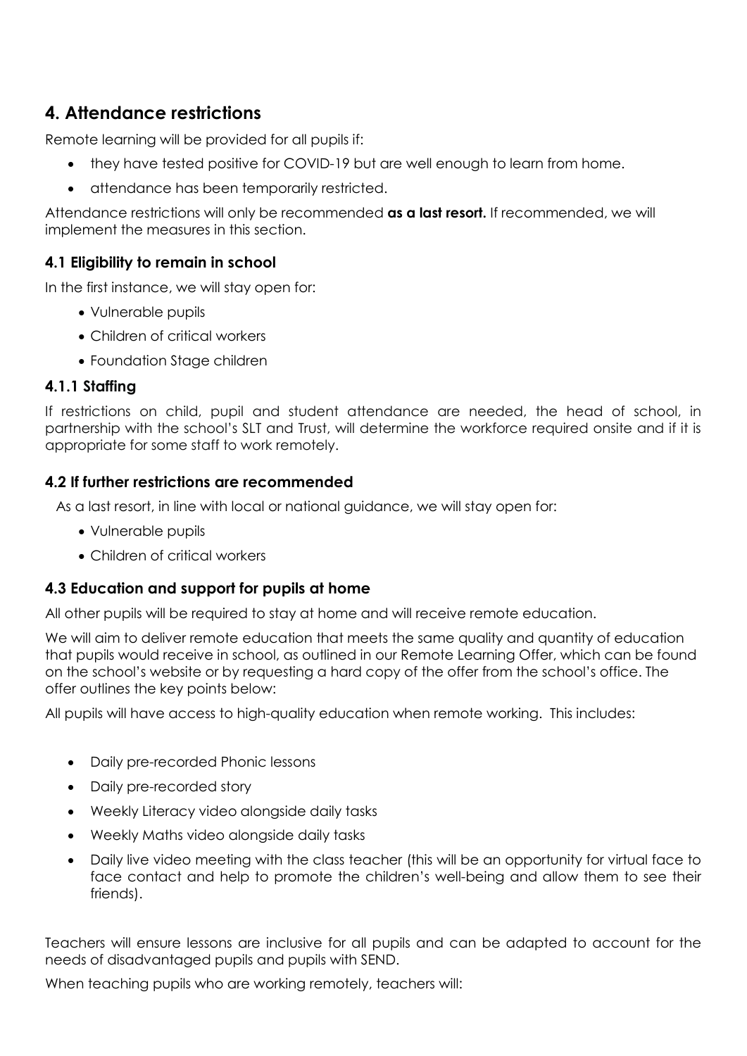## 4. Attendance restrictions

Remote learning will be provided for all pupils if:

- they have tested positive for COVID-19 but are well enough to learn from home.
- attendance has been temporarily restricted.

Attendance restrictions will only be recommended **as a last resort.** If recommended, we will implement the measures in this section.

### 4.1 Eligibility to remain in school

In the first instance, we will stay open for:

- Vulnerable pupils
- Children of critical workers
- Foundation Stage children

### 4.1.1 Staffing

If restrictions on child, pupil and student attendance are needed, the head of school, in partnership with the school's SLT and Trust, will determine the workforce required onsite and if it is appropriate for some staff to work remotely.

### 4.2 If further restrictions are recommended

As a last resort, in line with local or national guidance, we will stay open for:

- Vulnerable pupils
- Children of critical workers

### 4.3 Education and support for pupils at home

All other pupils will be required to stay at home and will receive remote education.

We will aim to deliver remote education that meets the same quality and quantity of education that pupils would receive in school, as outlined in our Remote Learning Offer, which can be found on the school's website or by requesting a hard copy of the offer from the school's office. The offer outlines the key points below:

All pupils will have access to high-quality education when remote working. This includes:

- Daily pre-recorded Phonic lessons
- Daily pre-recorded story
- Weekly Literacy video alongside daily tasks
- Weekly Maths video alongside daily tasks
- Daily live video meeting with the class teacher (this will be an opportunity for virtual face to face contact and help to promote the children's well-being and allow them to see their friends).

Teachers will ensure lessons are inclusive for all pupils and can be adapted to account for the needs of disadvantaged pupils and pupils with SEND.

When teaching pupils who are working remotely, teachers will: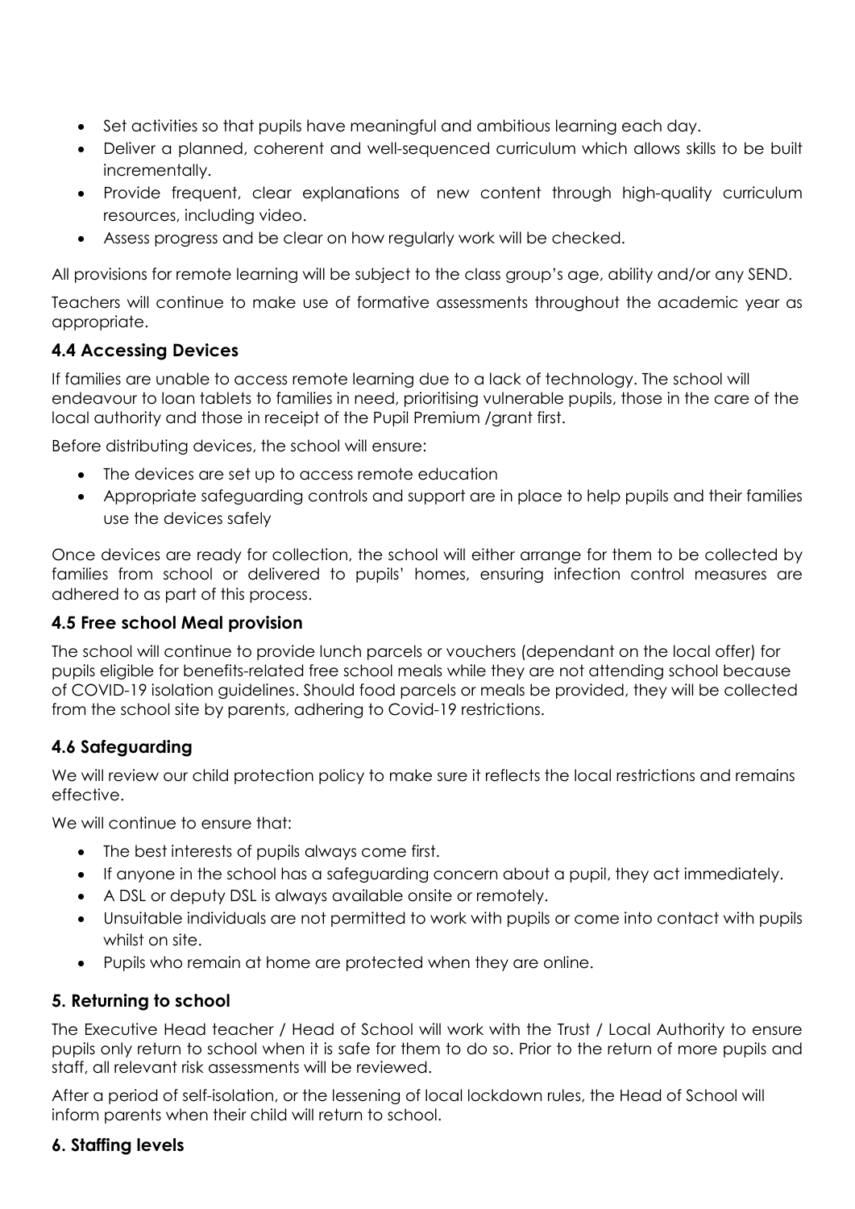- Set activities so that pupils have meaningful and ambitious learning each day.
- Deliver a planned, coherent and well-sequenced curriculum which allows skills to be built incrementally.
- Provide frequent, clear explanations of new content through high-quality curriculum resources, including video.
- Assess progress and be clear on how regularly work will be checked.

All provisions for remote learning will be subject to the class group's age, ability and/or any SEND.

Teachers will continue to make use of formative assessments throughout the academic year as appropriate.

### 4.4 Accessing Devices

If families are unable to access remote learning due to a lack of technology. The school will endeavour to loan tablets to families in need, prioritising vulnerable pupils, those in the care of the local authority and those in receipt of the Pupil Premium /grant first.

Before distributing devices, the school will ensure:

- The devices are set up to access remote education
- Appropriate safeguarding controls and support are in place to help pupils and their families use the devices safely

Once devices are ready for collection, the school will either arrange for them to be collected by families from school or delivered to pupils' homes, ensuring infection control measures are adhered to as part of this process.

### 4.5 Free school Meal provision

The school will continue to provide lunch parcels or vouchers (dependant on the local offer) for pupils eligible for benefits-related free school meals while they are not attending school because of COVID-19 isolation guidelines. Should food parcels or meals be provided, they will be collected from the school site by parents, adhering to Covid-19 restrictions.

### 4.6 Safeguarding

We will review our child protection policy to make sure it reflects the local restrictions and remains effective.

We will continue to ensure that:

- The best interests of pupils always come first.
- If anyone in the school has a safeguarding concern about a pupil, they act immediately.
- A DSL or deputy DSL is always available onsite or remotely.
- Unsuitable individuals are not permitted to work with pupils or come into contact with pupils whilst on site.
- Pupils who remain at home are protected when they are online.

## 5. Returning to school

The Executive Head teacher / Head of School will work with the Trust / Local Authority to ensure pupils only return to school when it is safe for them to do so. Prior to the return of more pupils and staff, all relevant risk assessments will be reviewed.

After a period of self-isolation, or the lessening of local lockdown rules, the Head of School will inform parents when their child will return to school.

## 6. Staffing levels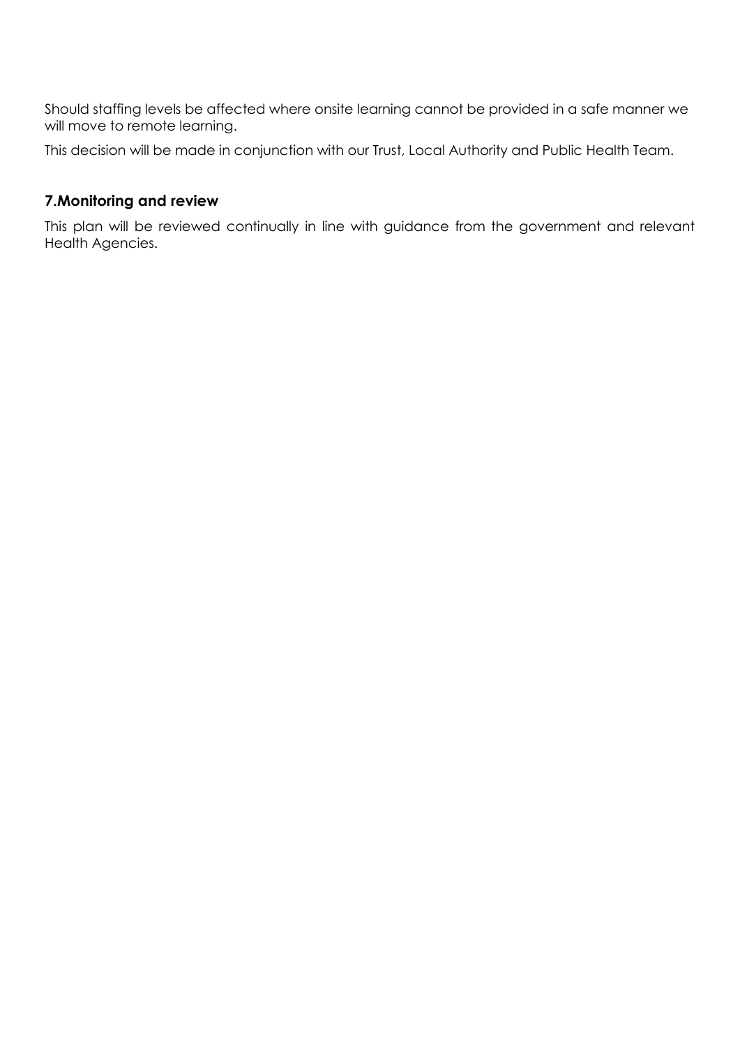Should staffing levels be affected where onsite learning cannot be provided in a safe manner we will move to remote learning.

This decision will be made in conjunction with our Trust, Local Authority and Public Health Team.

## 7.Monitoring and review

This plan will be reviewed continually in line with guidance from the government and relevant Health Agencies.